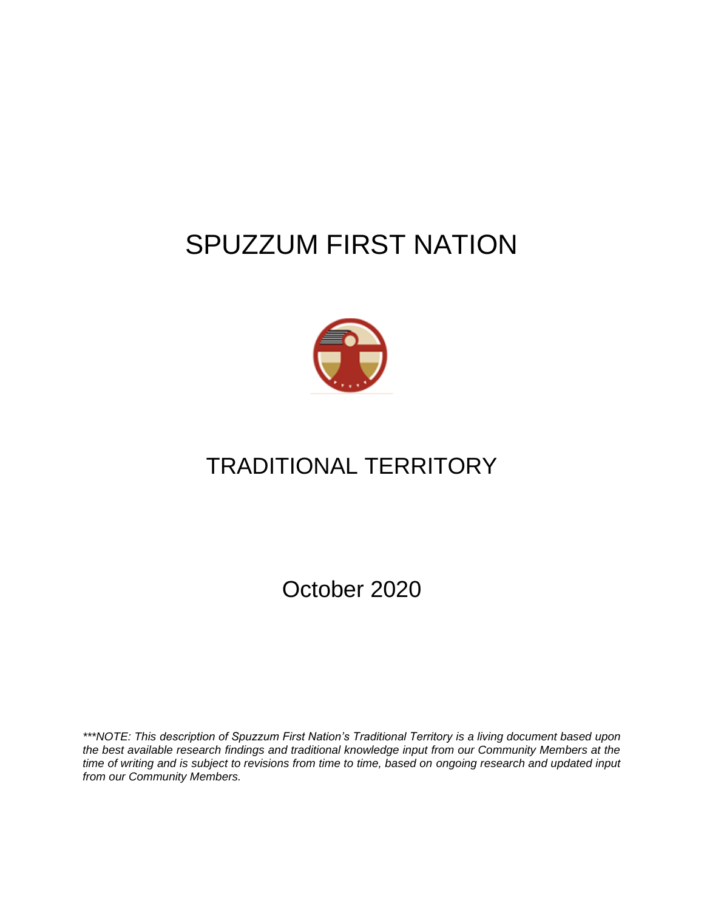# SPUZZUM FIRST NATION

## TRADITIONAL TERRITORY

October 2020

****NOTE: This description of Spuzzum First Nation's Traditional Territory is a living document based upon the best available research findings and traditional knowledge input from our Community Members at the time of writing and is subject to revisions from time to time, based on ongoing research and updated input from our Community Members.*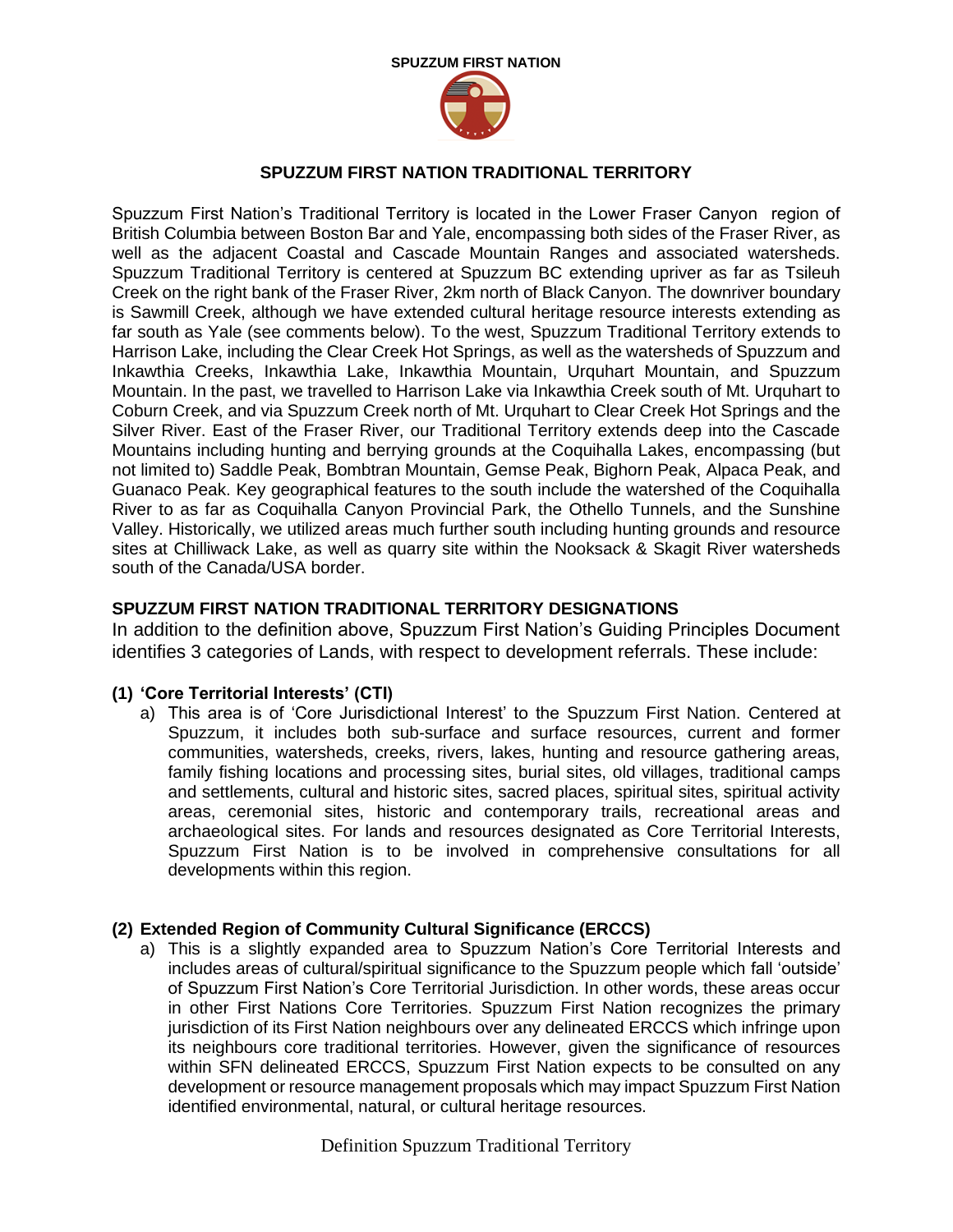SPUZZUM FIRST NATION

## SPUZZUM FIRST NATION TRADITIONAL TERRITORY

Spuzzum First Nation's Traditional Territory is located in the Lower Fraser Canyon region of British Columbia between Boston Bar and Yale, encompassing both sides of the Fraser River, as well as the adjacent Coastal and Cascade Mountain Ranges and associated watersheds. Spuzzum Traditional Territory is centered at Spuzzum BC extending upriver as far as Tsileuh Creek on the right bank of the Fraser River, 2km north of Black Canyon. The downriver boundary is Sawmill Creek, although we have extended cultural heritage resource interests extending as far south as Yale (see comments below). To the west, Spuzzum Traditional Territory extends to Harrison Lake, including the Clear Creek Hot Springs, as well as the watersheds of Spuzzum and Inkawthia Creeks, Inkawthia Lake, Inkawthia Mountain, Urquhart Mountain, and Spuzzum Mountain. In the past, we travelled to Harrison Lake via Inkawthia Creek south of Mt. Urquhart to Coburn Creek, and via Spuzzum Creek north of Mt. Urquhart to Clear Creek Hot Springs and the Silver River. East of the Fraser River, our Traditional Territory extends deep into the Cascade Mountains including hunting and berrying grounds at the Coquihalla Lakes, encompassing (but not limited to) Saddle Peak, Bombtran Mountain, Gemse Peak, Bighorn Peak, Alpaca Peak, and Guanaco Peak. Key geographical features to the south include the watershed of the Coquihalla River to as far as Coquihalla Canyon Provincial Park, the Othello Tunnels, and the Sunshine Valley. Historically, we utilized areas much further south including hunting grounds and resource sites at Chilliwack Lake, as well as quarry site within the Nooksack & Skagit River watersheds south of the Canada/USA border.

### SPUZZUM FIRST NATION TRADITIONAL TERRITORY DESIGNATIONS

In addition to the definition above, Spuzzum First Nation's Guiding Principles Document identifies 3 categories of Lands, with respect to development referrals. These include:

**(1) 'Core Territorial Interests' (CTI)**

a) This area is of 'Core Jurisdictional Interest' to the Spuzzum First Nation. Centered at Spuzzum, it includes both sub-surface and surface resources, current and former communities, watersheds, creeks, rivers, lakes, hunting and resource gathering areas, family fishing locations and processing sites, burial sites, old villages, traditional camps and settlements, cultural and historic sites, sacred places, spiritual sites, spiritual activity areas, ceremonial sites, historic and contemporary trails, recreational areas and archaeological sites. For lands and resources designated as Core Territorial Interests, Spuzzum First Nation is to be involved in comprehensive consultations for all developments within this region.

**(2) Extended Region of Community Cultural Significance (ERCCS)**

a) This is a slightly expanded area to Spuzzum Nation's Core Territorial Interests and includes areas of cultural/spiritual significance to the Spuzzum people which fall 'outside' of Spuzzum First Nation's Core Territorial Jurisdiction. In other words, these areas occur in other First Nations Core Territories. Spuzzum First Nation recognizes the primary jurisdiction of its First Nation neighbours over any delineated ERCCS which infringe upon its neighbours core traditional territories. However, given the significance of resources within SFN delineated ERCCS, Spuzzum First Nation expects to be consulted on any development or resource management proposals which may impact Spuzzum First Nation identified environmental, natural, or cultural heritage resources.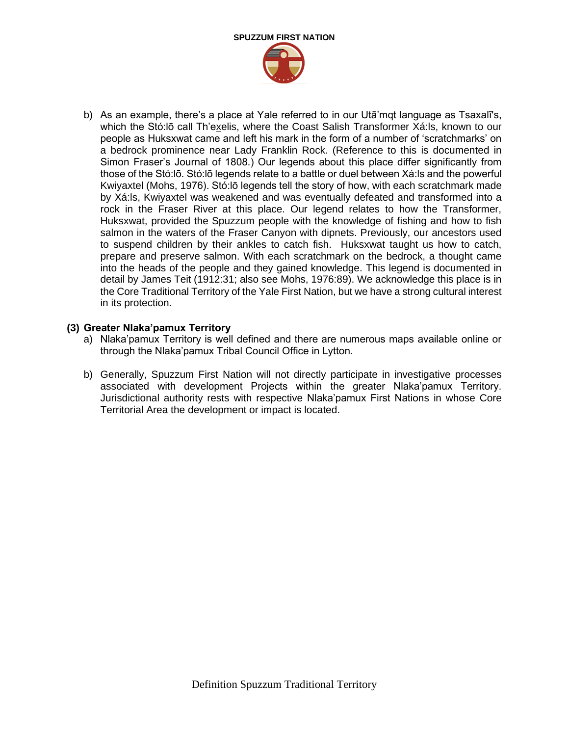b) As an example, there's a place at Yale referred to in our Utā'mqt language as Tsaxalī's, which the Stó:lō call Th'exelis, where the Coast Salish Transformer Xá:ls, known to our people as Huksxwat came and left his mark in the form of a number of 'scratchmarks' on a bedrock prominence near Lady Franklin Rock. (Reference to this is documented in Simon Fraser's Journal of 1808.) Our legends about this place differ significantly from those of the Stó:lō. Stó:lō legends relate to a battle or duel between Xá:ls and the powerful Kwiyaxtel (Mohs, 1976). Stó:lō legends tell the story of how, with each scratchmark made by Xá:ls, Kwiyaxtel was weakened and was eventually defeated and transformed into a rock in the Fraser River at this place. Our legend relates to how the Transformer, Huksxwat, provided the Spuzzum people with the knowledge of fishing and how to fish salmon in the waters of the Fraser Canyon with dipnets. Previously, our ancestors used to suspend children by their ankles to catch fish. Huksxwat taught us how to catch, prepare and preserve salmon. With each scratchmark on the bedrock, a thought came into the heads of the people and they gained knowledge. This legend is documented in detail by James Teit (1912:31; also see Mohs, 1976:89). We acknowledge this place is in the Core Traditional Territory of the Yale First Nation, but we have a strong cultural interest in its protection.

**(3) Greater Nlaka'pamux Territory**

a) Nlaka'pamux Territory is well defined and there are numerous maps available online or through the Nlaka'pamux Tribal Council Office in Lytton.

b) Generally, Spuzzum First Nation will not directly participate in investigative processes associated with development Projects within the greater Nlaka'pamux Territory. Jurisdictional authority rests with respective Nlaka'pamux First Nations in whose Core Territorial Area the development or impact is located.